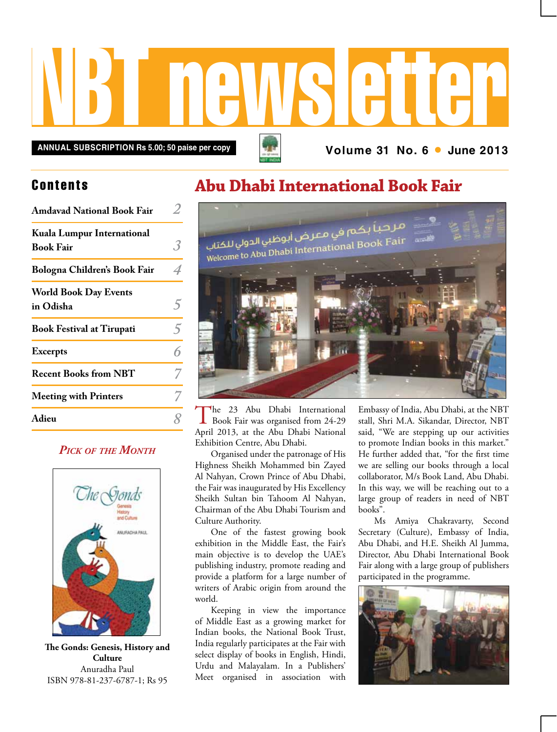# NBT newsletter

**ANNUAL SUBSCRIPTION Rs 5.00; 50 paise per copy**

**Volume 31 No. 6 • June 2013**

## Contents

| | |
|---|---|
| Amdavad National Book Fair | 2 |
| Kuala Lumpur International Book Fair | 3 |
| Bologna Children's Book Fair | 4 |
| World Book Day Events in Odisha | 5 |
| Book Festival at Tirupati | 5 |
| Excerpts | 6 |
| Recent Books from NBT | 7 |
| Meeting with Printers | 7 |
| Adieu | 8 |

### *Pick of the Month*

**The Gonds: Genesis, History and Culture**
Anuradha Paul
ISBN 978-81-237-6787-1; Rs 95

# Abu Dhabi International Book Fair

The 23 Abu Dhabi International Book Fair was organised from 24-29 April 2013, at the Abu Dhabi National Exhibition Centre, Abu Dhabi.

Organised under the patronage of His Highness Sheikh Mohammed bin Zayed Al Nahyan, Crown Prince of Abu Dhabi, the Fair was inaugurated by His Excellency Sheikh Sultan bin Tahoom Al Nahyan, Chairman of the Abu Dhabi Tourism and Culture Authority.

One of the fastest growing book exhibition in the Middle East, the Fair's main objective is to develop the UAE's publishing industry, promote reading and provide a platform for a large number of writers of Arabic origin from around the world.

Keeping in view the importance of Middle East as a growing market for Indian books, the National Book Trust, India regularly participates at the Fair with select display of books in English, Hindi, Urdu and Malayalam. In a Publishers' Meet organised in association with Embassy of India, Abu Dhabi, at the NBT stall, Shri M.A. Sikandar, Director, NBT said, "We are stepping up our activities to promote Indian books in this market." He further added that, "for the first time we are selling our books through a local collaborator, M/s Book Land, Abu Dhabi. In this way, we will be reaching out to a large group of readers in need of NBT books".

Ms Amiya Chakravarty, Second Secretary (Culture), Embassy of India, Abu Dhabi, and H.E. Sheikh Al Jumma, Director, Abu Dhabi International Book Fair along with a large group of publishers participated in the programme.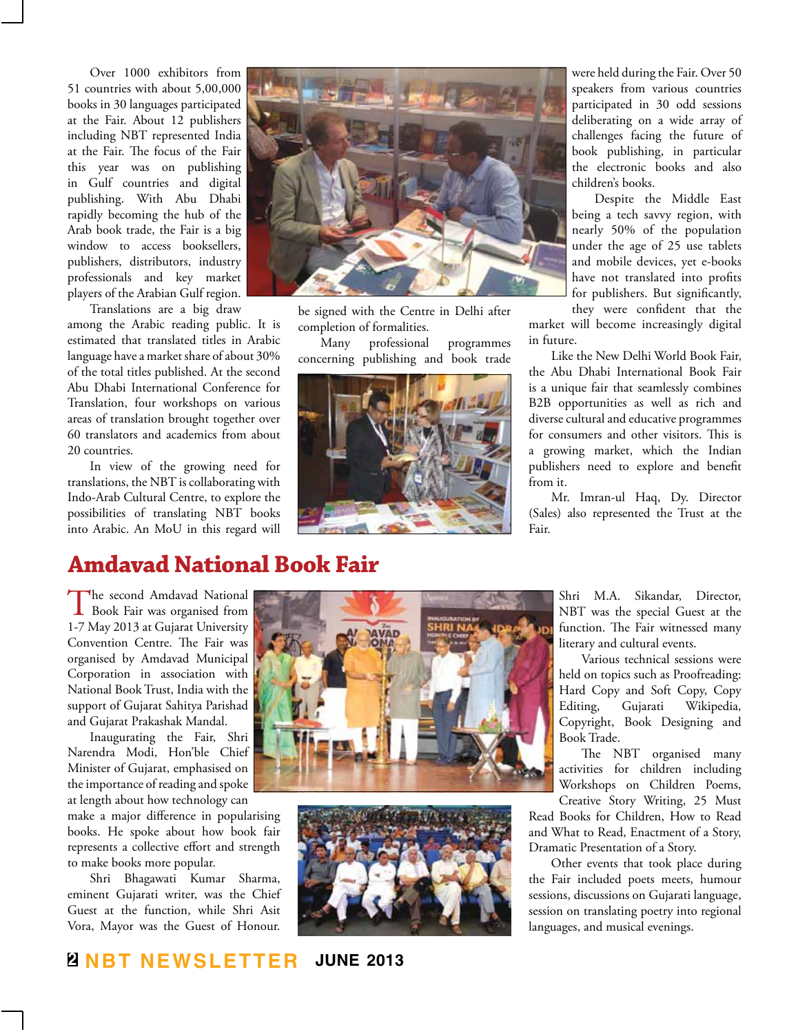Over 1000 exhibitors from 51 countries with about 5,00,000 books in 30 languages participated at the Fair. About 12 publishers including NBT represented India at the Fair. The focus of the Fair this year was on publishing in Gulf countries and digital publishing. With Abu Dhabi rapidly becoming the hub of the Arab book trade, the Fair is a big window to access booksellers, publishers, distributors, industry professionals and key market players of the Arabian Gulf region.

Translations are a big draw among the Arabic reading public. It is estimated that translated titles in Arabic language have a market share of about 30% of the total titles published. At the second Abu Dhabi International Conference for Translation, four workshops on various areas of translation brought together over 60 translators and academics from about 20 countries.

In view of the growing need for translations, the NBT is collaborating with Indo-Arab Cultural Centre, to explore the possibilities of translating NBT books into Arabic. An MoU in this regard will be signed with the Centre in Delhi after completion of formalities.

Many professional programmes concerning publishing and book trade were held during the Fair. Over 50 speakers from various countries participated in 30 odd sessions deliberating on a wide array of challenges facing the future of book publishing, in particular the electronic books and also children's books.

Despite the Middle East being a tech savvy region, with nearly 50% of the population under the age of 25 use tablets and mobile devices, yet e-books have not translated into profits for publishers. But significantly, they were confident that the market will become increasingly digital in future.

Like the New Delhi World Book Fair, the Abu Dhabi International Book Fair is a unique fair that seamlessly combines B2B opportunities as well as rich and diverse cultural and educative programmes for consumers and other visitors. This is a growing market, which the Indian publishers need to explore and benefit from it.

Mr. Imran-ul Haq, Dy. Director (Sales) also represented the Trust at the Fair.

# Amdavad National Book Fair

The second Amdavad National Book Fair was organised from 1-7 May 2013 at Gujarat University Convention Centre. The Fair was organised by Amdavad Municipal Corporation in association with National Book Trust, India with the support of Gujarat Sahitya Parishad and Gujarat Prakashak Mandal.

Inaugurating the Fair, Shri Narendra Modi, Hon'ble Chief Minister of Gujarat, emphasised on the importance of reading and spoke at length about how technology can make a major difference in popularising books. He spoke about how book fair represents a collective effort and strength to make books more popular.

Shri Bhagawati Kumar Sharma, eminent Gujarati writer, was the Chief Guest at the function, while Shri Asit Vora, Mayor was the Guest of Honour. Shri M.A. Sikandar, Director, NBT was the special Guest at the function. The Fair witnessed many literary and cultural events.

Various technical sessions were held on topics such as Proofreading: Hard Copy and Soft Copy, Copy Editing, Gujarati Wikipedia, Copyright, Book Designing and Book Trade.

The NBT organised many activities for children including Workshops on Children Poems, Creative Story Writing, 25 Must Read Books for Children, How to Read and What to Read, Enactment of a Story, Dramatic Presentation of a Story.

Other events that took place during the Fair included poets meets, humour sessions, discussions on Gujarati language, session on translating poetry into regional languages, and musical evenings.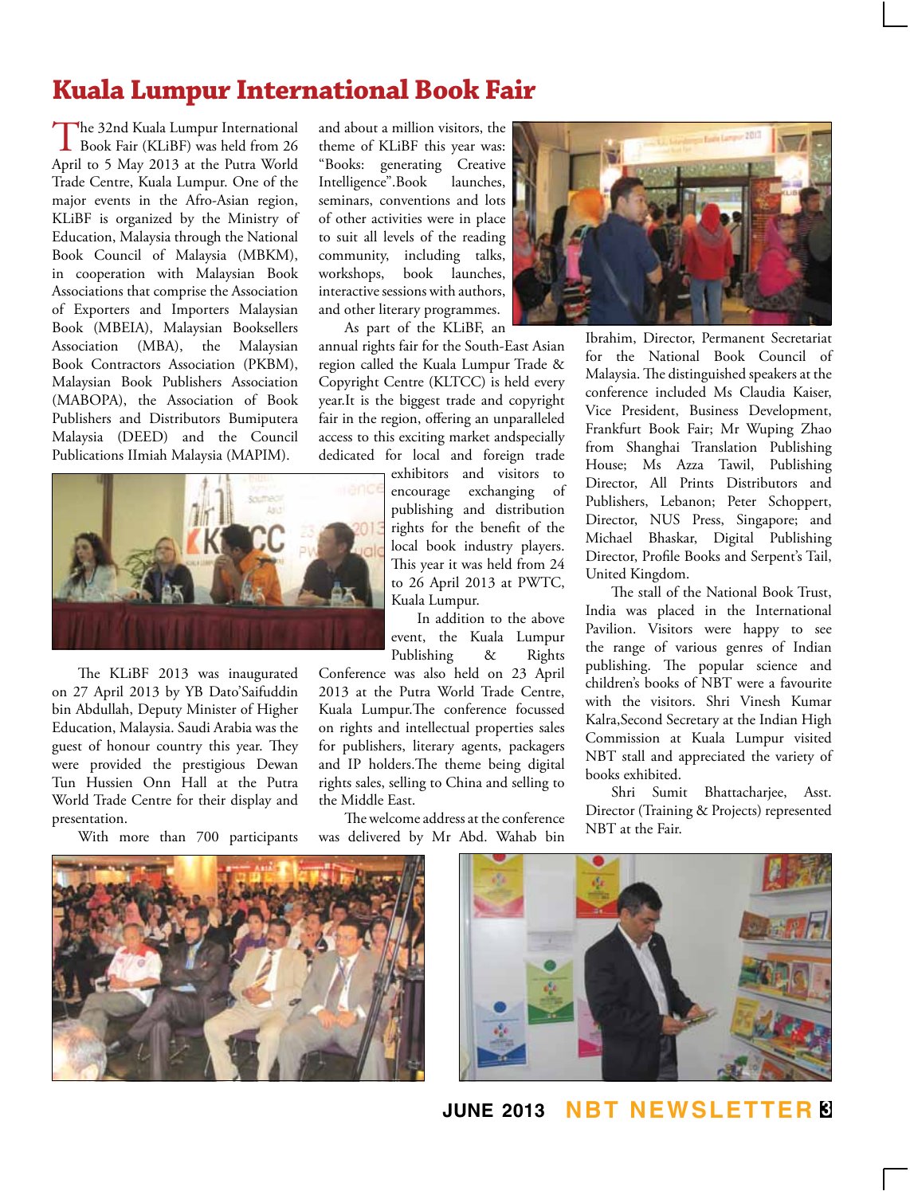# Kuala Lumpur International Book Fair

The 32nd Kuala Lumpur International Book Fair (KLiBF) was held from 26 April to 5 May 2013 at the Putra World Trade Centre, Kuala Lumpur. One of the major events in the Afro-Asian region, KLiBF is organized by the Ministry of Education, Malaysia through the National Book Council of Malaysia (MBKM), in cooperation with Malaysian Book Associations that comprise the Association of Exporters and Importers Malaysian Book (MBEIA), Malaysian Booksellers Association (MBA), the Malaysian Book Contractors Association (PKBM), Malaysian Book Publishers Association (MABOPA), the Association of Book Publishers and Distributors Bumiputera Malaysia (DEED) and the Council Publications IImiah Malaysia (MAPIM).

The KLiBF 2013 was inaugurated on 27 April 2013 by YB Dato'Saifuddin bin Abdullah, Deputy Minister of Higher Education, Malaysia. Saudi Arabia was the guest of honour country this year. They were provided the prestigious Dewan Tun Hussien Onn Hall at the Putra World Trade Centre for their display and presentation.

With more than 700 participants and about a million visitors, the theme of KLiBF this year was: "Books: generating Creative Intelligence".Book launches, seminars, conventions and lots of other activities were in place to suit all levels of the reading community, including talks, workshops, book launches, interactive sessions with authors, and other literary programmes.

As part of the KLiBF, an annual rights fair for the South-East Asian region called the Kuala Lumpur Trade & Copyright Centre (KLTCC) is held every year.It is the biggest trade and copyright fair in the region, offering an unparalleled access to this exciting market andspecially dedicated for local and foreign trade exhibitors and visitors to encourage exchanging of publishing and distribution rights for the benefit of the local book industry players. This year it was held from 24 to 26 April 2013 at PWTC, Kuala Lumpur.

In addition to the above event, the Kuala Lumpur Publishing & Rights Conference was also held on 23 April 2013 at the Putra World Trade Centre, Kuala Lumpur.The conference focussed on rights and intellectual properties sales for publishers, literary agents, packagers and IP holders.The theme being digital rights sales, selling to China and selling to the Middle East.

The welcome address at the conference was delivered by Mr Abd. Wahab bin Ibrahim, Director, Permanent Secretariat for the National Book Council of Malaysia. The distinguished speakers at the conference included Ms Claudia Kaiser, Vice President, Business Development, Frankfurt Book Fair; Mr Wuping Zhao from Shanghai Translation Publishing House; Ms Azza Tawil, Publishing Director, All Prints Distributors and Publishers, Lebanon; Peter Schoppert, Director, NUS Press, Singapore; and Michael Bhaskar, Digital Publishing Director, Profile Books and Serpent's Tail, United Kingdom.

The stall of the National Book Trust, India was placed in the International Pavilion. Visitors were happy to see the range of various genres of Indian publishing. The popular science and children's books of NBT were a favourite with the visitors. Shri Vinesh Kumar Kalra,Second Secretary at the Indian High Commission at Kuala Lumpur visited NBT stall and appreciated the variety of books exhibited.

Shri Sumit Bhattacharjee, Asst. Director (Training & Projects) represented NBT at the Fair.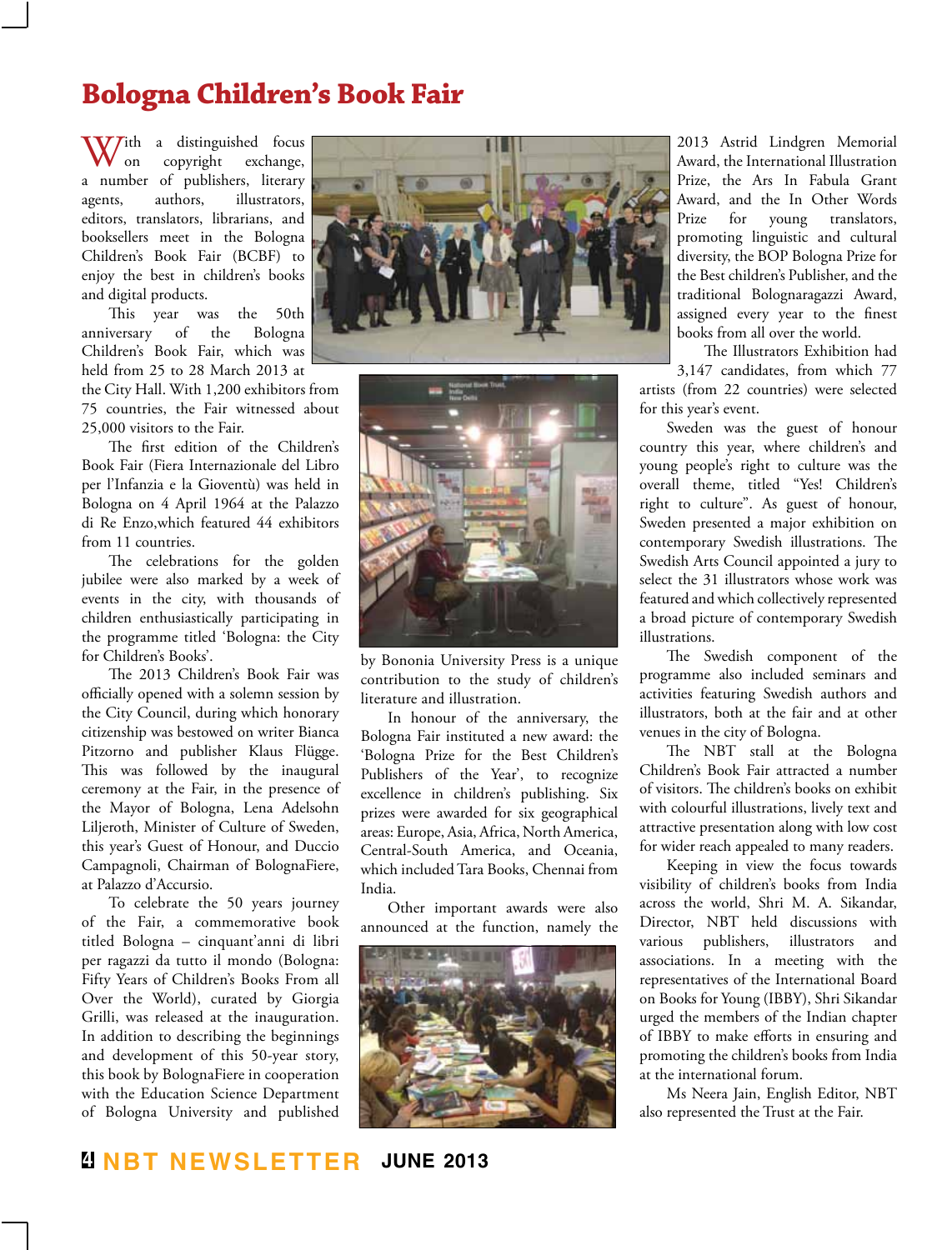# Bologna Children's Book Fair

With a distinguished focus on copyright exchange, a number of publishers, literary agents, authors, illustrators, editors, translators, librarians, and booksellers meet in the Bologna Children's Book Fair (BCBF) to enjoy the best in children's books and digital products.

This year was the 50th anniversary of the Bologna Children's Book Fair, which was held from 25 to 28 March 2013 at the City Hall. With 1,200 exhibitors from 75 countries, the Fair witnessed about 25,000 visitors to the Fair.

The first edition of the Children's Book Fair (Fiera Internazionale del Libro per l'Infanzia e la Gioventù) was held in Bologna on 4 April 1964 at the Palazzo di Re Enzo,which featured 44 exhibitors from 11 countries.

The celebrations for the golden jubilee were also marked by a week of events in the city, with thousands of children enthusiastically participating in the programme titled 'Bologna: the City for Children's Books'.

The 2013 Children's Book Fair was officially opened with a solemn session by the City Council, during which honorary citizenship was bestowed on writer Bianca Pitzorno and publisher Klaus Flügge. This was followed by the inaugural ceremony at the Fair, in the presence of the Mayor of Bologna, Lena Adelsohn Liljeroth, Minister of Culture of Sweden, this year's Guest of Honour, and Duccio Campagnoli, Chairman of BolognaFiere, at Palazzo d'Accursio.

To celebrate the 50 years journey of the Fair, a commemorative book titled Bologna – cinquant'anni di libri per ragazzi da tutto il mondo (Bologna: Fifty Years of Children's Books From all Over the World), curated by Giorgia Grilli, was released at the inauguration. In addition to describing the beginnings and development of this 50-year story, this book by BolognaFiere in cooperation with the Education Science Department of Bologna University and published by Bononia University Press is a unique contribution to the study of children's literature and illustration.

In honour of the anniversary, the Bologna Fair instituted a new award: the 'Bologna Prize for the Best Children's Publishers of the Year', to recognize excellence in children's publishing. Six prizes were awarded for six geographical areas: Europe, Asia, Africa, North America, Central-South America, and Oceania, which included Tara Books, Chennai from India.

Other important awards were also announced at the function, namely the 2013 Astrid Lindgren Memorial Award, the International Illustration Prize, the Ars In Fabula Grant Award, and the In Other Words Prize for young translators, promoting linguistic and cultural diversity, the BOP Bologna Prize for the Best children's Publisher, and the traditional Bolognaragazzi Award, assigned every year to the finest books from all over the world.

The Illustrators Exhibition had 3,147 candidates, from which 77 artists (from 22 countries) were selected for this year's event.

Sweden was the guest of honour country this year, where children's and young people's right to culture was the overall theme, titled "Yes! Children's right to culture". As guest of honour, Sweden presented a major exhibition on contemporary Swedish illustrations. The Swedish Arts Council appointed a jury to select the 31 illustrators whose work was featured and which collectively represented a broad picture of contemporary Swedish illustrations.

The Swedish component of the programme also included seminars and activities featuring Swedish authors and illustrators, both at the fair and at other venues in the city of Bologna.

The NBT stall at the Bologna Children's Book Fair attracted a number of visitors. The children's books on exhibit with colourful illustrations, lively text and attractive presentation along with low cost for wider reach appealed to many readers.

Keeping in view the focus towards visibility of children's books from India across the world, Shri M. A. Sikandar, Director, NBT held discussions with various publishers, illustrators and associations. In a meeting with the representatives of the International Board on Books for Young (IBBY), Shri Sikandar urged the members of the Indian chapter of IBBY to make efforts in ensuring and promoting the children's books from India at the international forum.

Ms Neera Jain, English Editor, NBT also represented the Trust at the Fair.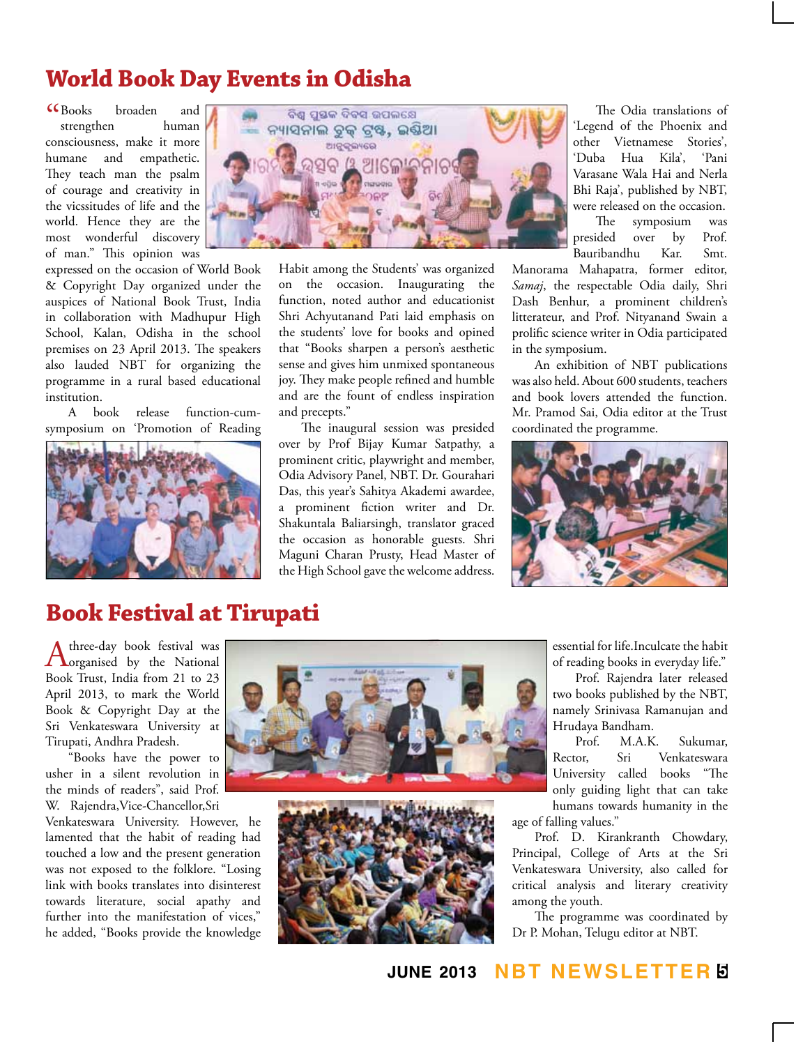## World Book Day Events in Odisha

"Books broaden and strengthen human consciousness, make it more humane and empathetic. They teach man the psalm of courage and creativity in the vicssitudes of life and the world. Hence they are the most wonderful discovery of man." This opinion was expressed on the occasion of World Book & Copyright Day organized under the auspices of National Book Trust, India in collaboration with Madhupur High School, Kalan, Odisha in the school premises on 23 April 2013. The speakers also lauded NBT for organizing the programme in a rural based educational institution.

A book release function-cum-symposium on 'Promotion of Reading Habit among the Students' was organized on the occasion. Inaugurating the function, noted author and educationist Shri Achyutanand Pati laid emphasis on the students' love for books and opined that "Books sharpen a person's aesthetic sense and gives him unmixed spontaneous joy. They make people refined and humble and are the fount of endless inspiration and precepts."

The inaugural session was presided over by Prof Bijay Kumar Satpathy, a prominent critic, playwright and member, Odia Advisory Panel, NBT. Dr. Gourahari Das, this year's Sahitya Akademi awardee, a prominent fiction writer and Dr. Shakuntala Baliarsingh, translator graced the occasion as honorable guests. Shri Maguni Charan Prusty, Head Master of the High School gave the welcome address.

The Odia translations of 'Legend of the Phoenix and other Vietnamese Stories', 'Duba Hua Kila', 'Pani Varasane Wala Hai and Nerla Bhi Raja', published by NBT, were released on the occasion.

The symposium was presided over by Prof. Bauribandhu Kar. Smt. Manorama Mahapatra, former editor, *Samaj*, the respectable Odia daily, Shri Dash Benhur, a prominent children's litterateur, and Prof. Nityanand Swain a prolific science writer in Odia participated in the symposium.

An exhibition of NBT publications was also held. About 600 students, teachers and book lovers attended the function. Mr. Pramod Sai, Odia editor at the Trust coordinated the programme.

## Book Festival at Tirupati

A three-day book festival was organised by the National Book Trust, India from 21 to 23 April 2013, to mark the World Book & Copyright Day at the Sri Venkateswara University at Tirupati, Andhra Pradesh.

"Books have the power to usher in a silent revolution in the minds of readers", said Prof. W. Rajendra,Vice-Chancellor,Sri Venkateswara University. However, he lamented that the habit of reading had touched a low and the present generation was not exposed to the folklore. "Losing link with books translates into disinterest towards literature, social apathy and further into the manifestation of vices," he added, "Books provide the knowledge essential for life.Inculcate the habit of reading books in everyday life."

Prof. Rajendra later released two books published by the NBT, namely Srinivasa Ramanujan and Hrudaya Bandham.

Prof. M.A.K. Sukumar, Rector, Sri Venkateswara University called books "The only guiding light that can take humans towards humanity in the age of falling values."

Prof. D. Kirankranth Chowdary, Principal, College of Arts at the Sri Venkateswara University, also called for critical analysis and literary creativity among the youth.

The programme was coordinated by Dr P. Mohan, Telugu editor at NBT.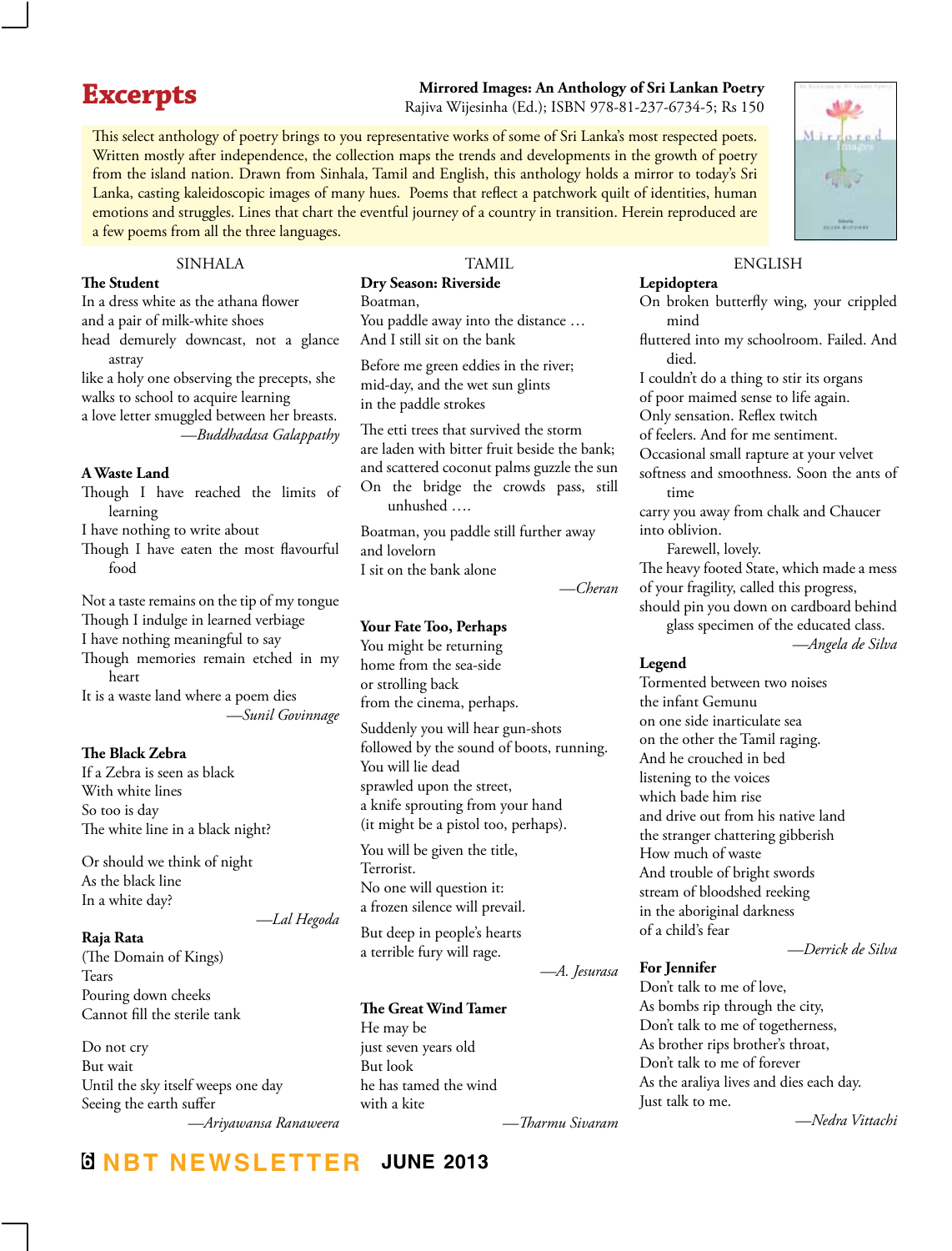# Excerpts

**Mirrored Images: An Anthology of Sri Lankan Poetry**
Rajiva Wijesinha (Ed.); ISBN 978-81-237-6734-5; Rs 150

This select anthology of poetry brings to you representative works of some of Sri Lanka's most respected poets. Written mostly after independence, the collection maps the trends and developments in the growth of poetry from the island nation. Drawn from Sinhala, Tamil and English, this anthology holds a mirror to today's Sri Lanka, casting kaleidoscopic images of many hues. Poems that reflect a patchwork quilt of identities, human emotions and struggles. Lines that chart the eventful journey of a country in transition. Herein reproduced are a few poems from all the three languages.

## SINHALA

### The Student

In a dress white as the athana flower
and a pair of milk-white shoes
head demurely downcast, not a glance astray
like a holy one observing the precepts, she
walks to school to acquire learning
a love letter smuggled between her breasts.

*—Buddhadasa Galappathy*

### A Waste Land

Though I have reached the limits of learning
I have nothing to write about
Though I have eaten the most flavourful food

Not a taste remains on the tip of my tongue
Though I indulge in learned verbiage
I have nothing meaningful to say
Though memories remain etched in my heart
It is a waste land where a poem dies

*—Sunil Govinnage*

### The Black Zebra

If a Zebra is seen as black
With white lines
So too is day
The white line in a black night?

Or should we think of night
As the black line
In a white day?

*—Lal Hegoda*

### Raja Rata

(The Domain of Kings)
Tears
Pouring down cheeks
Cannot fill the sterile tank

Do not cry
But wait
Until the sky itself weeps one day
Seeing the earth suffer

*—Ariyawansa Ranaweera*

## TAMIL

### Dry Season: Riverside

Boatman,
You paddle away into the distance …
And I still sit on the bank

Before me green eddies in the river;
mid-day, and the wet sun glints
in the paddle strokes

The etti trees that survived the storm
are laden with bitter fruit beside the bank;
and scattered coconut palms guzzle the sun
On the bridge the crowds pass, still unhushed ….

Boatman, you paddle still further away
and lovelorn
I sit on the bank alone

*—Cheran*

### Your Fate Too, Perhaps

You might be returning
home from the sea-side
or strolling back
from the cinema, perhaps.

Suddenly you will hear gun-shots
followed by the sound of boots, running.
You will lie dead
sprawled upon the street,
a knife sprouting from your hand
(it might be a pistol too, perhaps).

You will be given the title,
Terrorist.
No one will question it:
a frozen silence will prevail.

But deep in people's hearts
a terrible fury will rage.

*—A. Jesurasa*

### The Great Wind Tamer

He may be
just seven years old
But look
he has tamed the wind
with a kite

*—Tharmu Sivaram*

## ENGLISH

### Lepidoptera

On broken butterfly wing, your crippled mind
fluttered into my schoolroom. Failed. And died.
I couldn't do a thing to stir its organs
of poor maimed sense to life again.
Only sensation. Reflex twitch
of feelers. And for me sentiment.
Occasional small rapture at your velvet
softness and smoothness. Soon the ants of time
carry you away from chalk and Chaucer
into oblivion.
Farewell, lovely.
The heavy footed State, which made a mess
of your fragility, called this progress,
should pin you down on cardboard behind
glass specimen of the educated class.

*—Angela de Silva*

### Legend

Tormented between two noises
the infant Gemunu
on one side inarticulate sea
on the other the Tamil raging.
And he crouched in bed
listening to the voices
which bade him rise
and drive out from his native land
the stranger chattering gibberish
How much of waste
And trouble of bright swords
stream of bloodshed reeking
in the aboriginal darkness
of a child's fear

*—Derrick de Silva*

### For Jennifer

Don't talk to me of love,
As bombs rip through the city,
Don't talk to me of togetherness,
As brother rips brother's throat,
Don't talk to me of forever
As the araliya lives and dies each day.
Just talk to me.

*—Nedra Vittachi*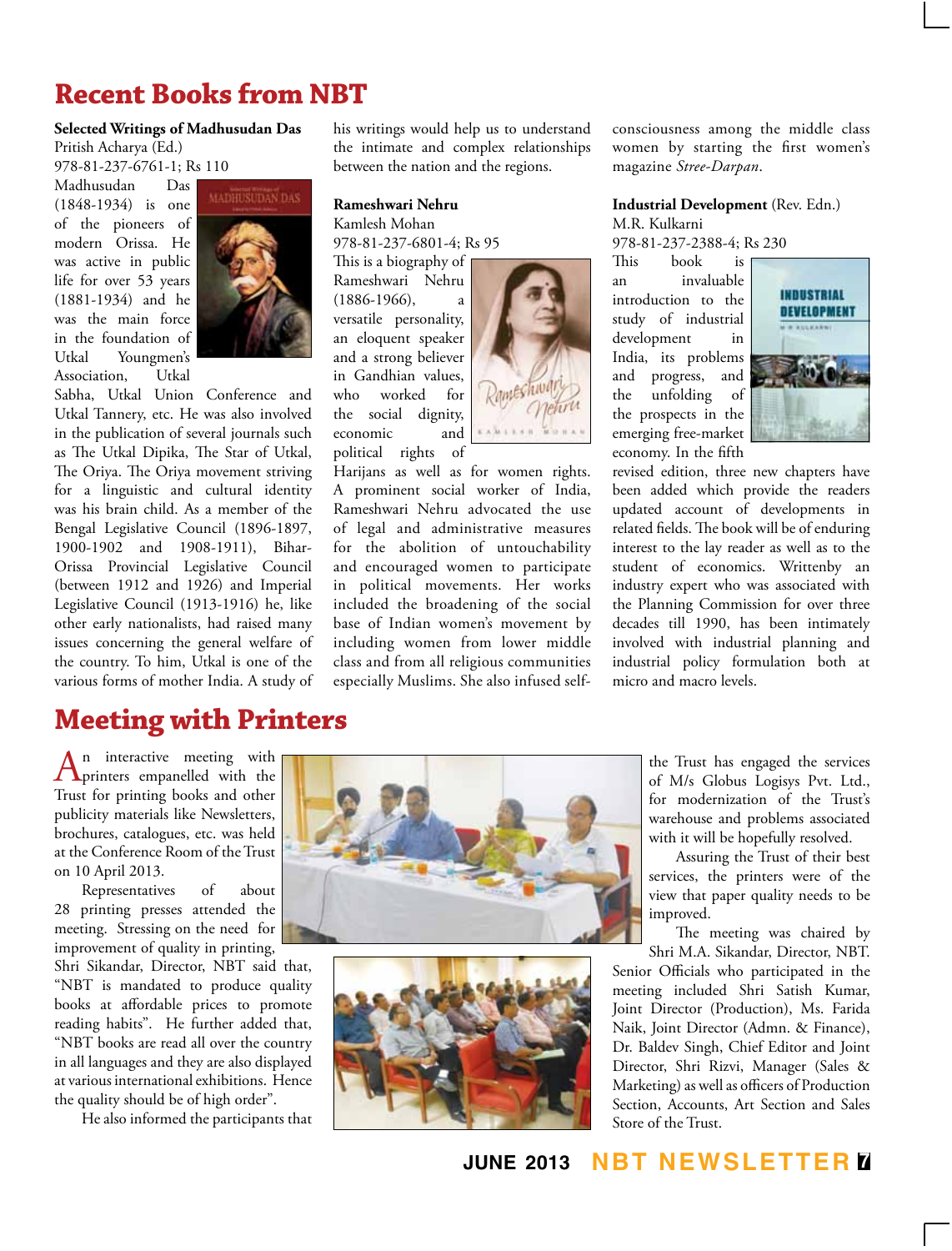# Recent Books from NBT

**Selected Writings of Madhusudan Das**
Pritish Acharya (Ed.)
978-81-237-6761-1; Rs 110

Madhusudan Das (1848-1934) is one of the pioneers of modern Orissa. He was active in public life for over 53 years (1881-1934) and he was the main force in the foundation of Utkal Youngmen's Association, Utkal Sabha, Utkal Union Conference and Utkal Tannery, etc. He was also involved in the publication of several journals such as The Utkal Dipika, The Star of Utkal, The Oriya. The Oriya movement striving for a linguistic and cultural identity was his brain child. As a member of the Bengal Legislative Council (1896-1897, 1900-1902 and 1908-1911), Bihar-Orissa Provincial Legislative Council (between 1912 and 1926) and Imperial Legislative Council (1913-1916) he, like other early nationalists, had raised many issues concerning the general welfare of the country. To him, Utkal is one of the various forms of mother India. A study of his writings would help us to understand the intimate and complex relationships between the nation and the regions.

**Rameshwari Nehru**
Kamlesh Mohan
978-81-237-6801-4; Rs 95

This is a biography of Rameshwari Nehru (1886-1966), a versatile personality, an eloquent speaker and a strong believer in Gandhian values, who worked for the social dignity, economic and political rights of Harijans as well as for women rights. A prominent social worker of India, Rameshwari Nehru advocated the use of legal and administrative measures for the abolition of untouchability and encouraged women to participate in political movements. Her works included the broadening of the social base of Indian women's movement by including women from lower middle class and from all religious communities especially Muslims. She also infused self-consciousness among the middle class women by starting the first women's magazine *Stree-Darpan*.

**Industrial Development** (Rev. Edn.)
M.R. Kulkarni
978-81-237-2388-4; Rs 230

This book is an invaluable introduction to the study of industrial development in India, its problems and progress, and the unfolding of the prospects in the emerging free-market economy. In the fifth revised edition, three new chapters have been added which provide the readers updated account of developments in related fields. The book will be of enduring interest to the lay reader as well as to the student of economics. Writtenby an industry expert who was associated with the Planning Commission for over three decades till 1990, has been intimately involved with industrial planning and industrial policy formulation both at micro and macro levels.

# Meeting with Printers

An interactive meeting with printers empanelled with the Trust for printing books and other publicity materials like Newsletters, brochures, catalogues, etc. was held at the Conference Room of the Trust on 10 April 2013.

Representatives of about 28 printing presses attended the meeting. Stressing on the need for improvement of quality in printing, Shri Sikandar, Director, NBT said that, "NBT is mandated to produce quality books at affordable prices to promote reading habits". He further added that, "NBT books are read all over the country in all languages and they are also displayed at various international exhibitions. Hence the quality should be of high order".

He also informed the participants that the Trust has engaged the services of M/s Globus Logisys Pvt. Ltd., for modernization of the Trust's warehouse and problems associated with it will be hopefully resolved.

Assuring the Trust of their best services, the printers were of the view that paper quality needs to be improved.

The meeting was chaired by Shri M.A. Sikandar, Director, NBT. Senior Officials who participated in the meeting included Shri Satish Kumar, Joint Director (Production), Ms. Farida Naik, Joint Director (Admn. & Finance), Dr. Baldev Singh, Chief Editor and Joint Director, Shri Rizvi, Manager (Sales & Marketing) as well as officers of Production Section, Accounts, Art Section and Sales Store of the Trust.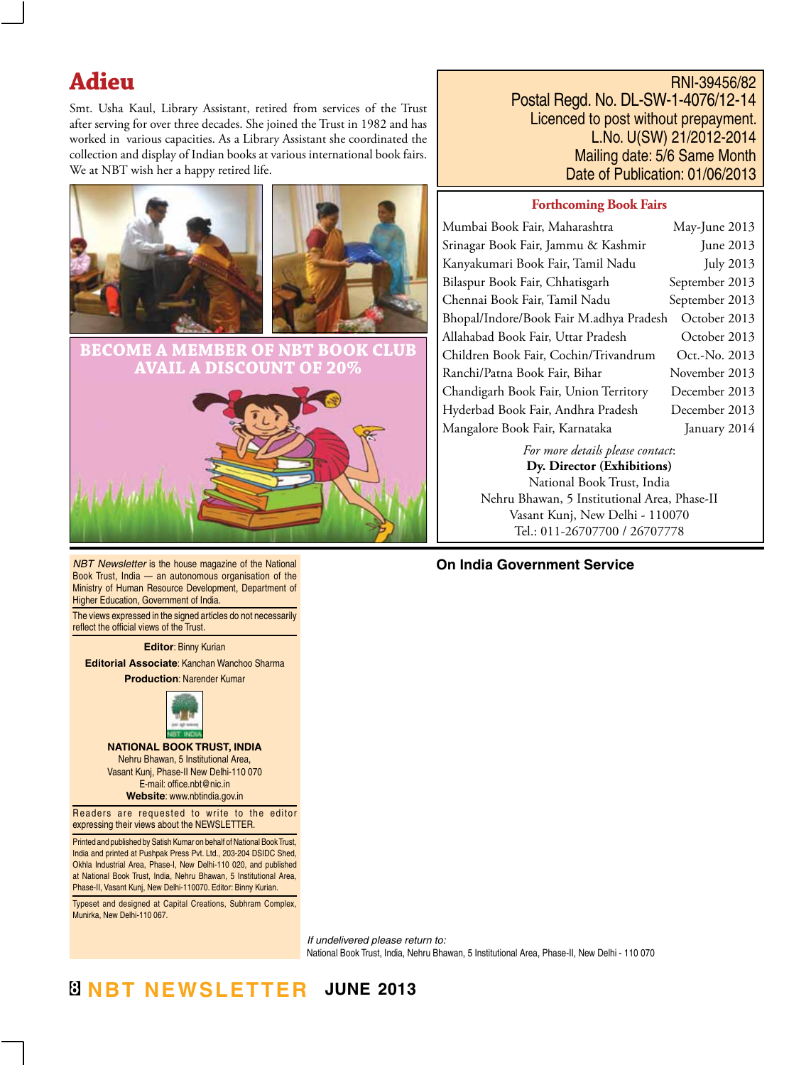# Adieu

Smt. Usha Kaul, Library Assistant, retired from services of the Trust after serving for over three decades. She joined the Trust in 1982 and has worked in various capacities. As a Library Assistant she coordinated the collection and display of Indian books at various international book fairs. We at NBT wish her a happy retired life.

**BECOME A MEMBER OF NBT BOOK CLUB AVAIL A DISCOUNT OF 20%**

RNI-39456/82
Postal Regd. No. DL-SW-1-4076/12-14
Licenced to post without prepayment.
L.No. U(SW) 21/2012-2014
Mailing date: 5/6 Same Month
Date of Publication: 01/06/2013

## Forthcoming Book Fairs

| | |
|---|---|
| Mumbai Book Fair, Maharashtra | May-June 2013 |
| Srinagar Book Fair, Jammu & Kashmir | June 2013 |
| Kanyakumari Book Fair, Tamil Nadu | July 2013 |
| Bilaspur Book Fair, Chhatisgarh | September 2013 |
| Chennai Book Fair, Tamil Nadu | September 2013 |
| Bhopal/Indore/Book Fair M.adhya Pradesh | October 2013 |
| Allahabad Book Fair, Uttar Pradesh | October 2013 |
| Children Book Fair, Cochin/Trivandrum | Oct.-No. 2013 |
| Ranchi/Patna Book Fair, Bihar | November 2013 |
| Chandigarh Book Fair, Union Territory | December 2013 |
| Hyderbad Book Fair, Andhra Pradesh | December 2013 |
| Mangalore Book Fair, Karnataka | January 2014 |

*For more details please contact*:
**Dy. Director (Exhibitions)**
National Book Trust, India
Nehru Bhawan, 5 Institutional Area, Phase-II
Vasant Kunj, New Delhi - 110070
Tel.: 011-26707700 / 26707778

*NBT Newsletter* is the house magazine of the National Book Trust, India — an autonomous organisation of the Ministry of Human Resource Development, Department of Higher Education, Government of India.

The views expressed in the signed articles do not necessarily reflect the official views of the Trust.

**Editor**: Binny Kurian
**Editorial Associate**: Kanchan Wanchoo Sharma
**Production**: Narender Kumar

**NATIONAL BOOK TRUST, INDIA**
Nehru Bhawan, 5 Institutional Area,
Vasant Kunj, Phase-II New Delhi-110 070
E-mail: office.nbt@nic.in
**Website**: www.nbtindia.gov.in

Readers are requested to write to the editor expressing their views about the NEWSLETTER.

Printed and published by Satish Kumar on behalf of National Book Trust, India and printed at Pushpak Press Pvt. Ltd., 203-204 DSIDC Shed, Okhla Industrial Area, Phase-I, New Delhi-110 020, and published at National Book Trust, India, Nehru Bhawan, 5 Institutional Area, Phase-II, Vasant Kunj, New Delhi-110070. Editor: Binny Kurian.

Typeset and designed at Capital Creations, Subhram Complex, Munirka, New Delhi-110 067.

**On India Government Service**

*If undelivered please return to:*
National Book Trust, India, Nehru Bhawan, 5 Institutional Area, Phase-II, New Delhi - 110 070